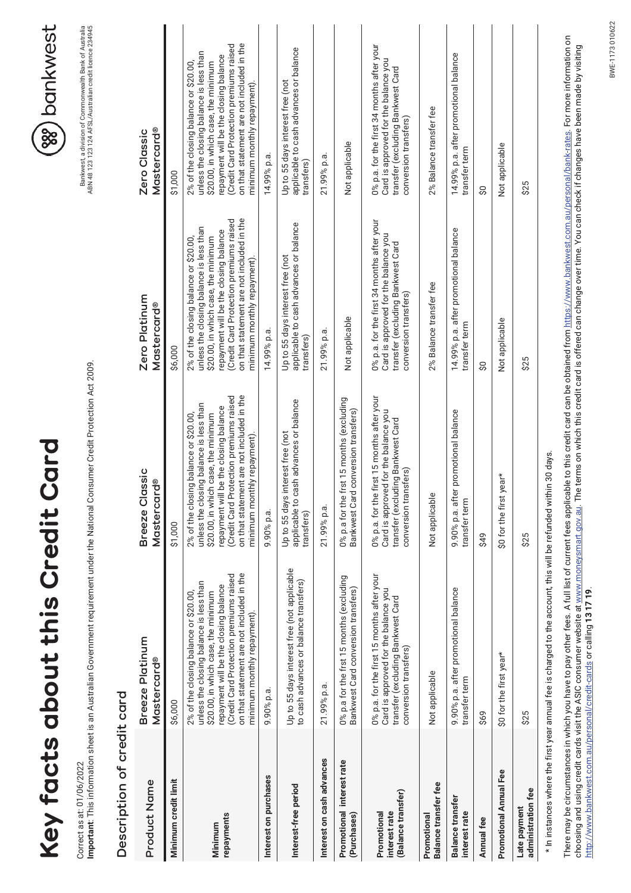# Key facts about this Credit Card

Correct as at: 01/06/2022

**Important**: This information sheet is an Australian Government requirement under the National Consumer Credit Protection Act 2009.

bankwest

Bankwest, a division of Commonwealth Bank of Australia
ABN 48 123 123 124 AFSL/Australian credit licence 234945

## Description of credit card

| Product Name | Breeze Platinum Mastercard® | Breeze Classic Mastercard® | Zero Platinum Mastercard® | Zero Classic Mastercard® |
|---|---|---|---|---|
| **Minimum credit limit** | $6,000 | $1,000 | $6,000 | $1,000 |
| **Minimum repayments** | 2% of the closing balance or $20.00, unless the closing balance is less than $20.00, in which case, the minimum repayment will be the closing balance (Credit Card Protection premiums raised on that statement are not included in the minimum monthly repayment). | 2% of the closing balance or $20.00, unless the closing balance is less than $20.00, in which case, the minimum repayment will be the closing balance (Credit Card Protection premiums raised on that statement are not included in the minimum monthly repayment). | 2% of the closing balance or $20.00, unless the closing balance is less than $20.00, in which case, the minimum repayment will be the closing balance (Credit Card Protection premiums raised on that statement are not included in the minimum monthly repayment). | 2% of the closing balance or $20.00, unless the closing balance is less than $20.00, in which case, the minimum repayment will be the closing balance (Credit Card Protection premiums raised on that statement are not included in the minimum monthly repayment). |
| **Interest on purchases** | 9.90% p.a. | 9.90% p.a. | 14.99% p.a. | 14.99% p.a. |
| **Interest-free period** | Up to 55 days interest free (not applicable to cash advances or balance transfers) | Up to 55 days interest free (not applicable to cash advances or balance transfers) | Up to 55 days interest free (not applicable to cash advances or balance transfers) | Up to 55 days interest free (not applicable to cash advances or balance transfers) |
| **Interest on cash advances** | 21.99% p.a. | 21.99% p.a. | 21.99% p.a. | 21.99% p.a. |
| **Promotional interest rate (Purchases)** | 0% p.a for the frst 15 months (excluding Bankwest Card conversion transfers) | 0% p.a for the frst 15 months (excluding Bankwest Card conversion transfers) | Not applicable | Not applicable |
| **Promotional interest rate (Balance transfer)** | 0% p.a. for the first 15 months after your Card is approved for the balance you transfer (excluding Bankwest Card conversion transfers) | 0% p.a. for the first 15 months after your Card is approved for the balance you transfer (excluding Bankwest Card conversion transfers) | 0% p.a. for the first 34 months after your Card is approved for the balance you transfer (excluding Bankwest Card conversion transfers) | 0% p.a. for the first 34 months after your Card is approved for the balance you transfer (excluding Bankwest Card conversion transfers) |
| **Promotional Balance transfer fee** | Not applicable | Not applicable | 2% Balance transfer fee | 2% Balance transfer fee |
| **Balance transfer interest rate** | 9.90% p.a. after promotional balance transfer term | 9.90% p.a. after promotional balance transfer term | 14.99% p.a. after promotional balance transfer term | 14.99% p.a. after promotional balance transfer term |
| **Annual fee** | $69 | $49 | $0 | $0 |
| **Promotional Annual Fee** | $0 for the first year* | $0 for the first year* | Not applicable | Not applicable |
| **Late payment administration fee** | $25 | $25 | $25 | $25 |

* In instances where the first year annual fee is charged to the account, this will be refunded within 30 days.

There may be circumstances in which you have to pay other fees. A full list of current fees applicable to this credit card can be obtained from https://www.bankwest.com.au/personal/bank-rates. For more information on choosing and using credit cards visit the ASIC consumer website at www.moneysmart.gov.au. The terms on which this credit card is offered can change over time. You can check if changes have been made by visiting http://www.bankwest.com.au/personal/credit-cards or calling **13 17 19**.

BWE-1173 010622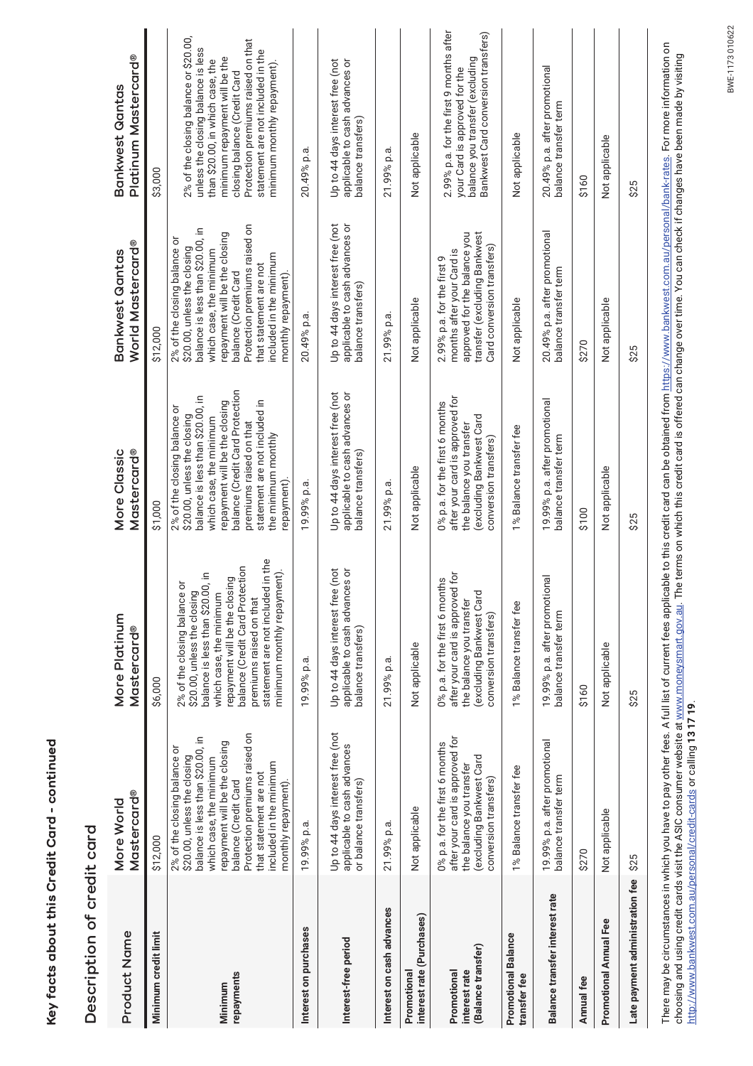## Key facts about this Credit Card - continued

### Description of credit card

| Product Name | More World Mastercard® | More Platinum Mastercard® | More Classic Mastercard® | Bankwest Qantas World Mastercard® | Bankwest Qantas Platinum Mastercard® |
|---|---|---|---|---|---|
| **Minimum credit limit** | $12,000 | $6,000 | $1,000 | $12,000 | $3,000 |
| **Minimum repayments** | 2% of the closing balance or $20.00, unless the closing balance is less than $20.00, in which case, the minimum repayment will be the closing balance (Credit Card Protection premiums raised on that statement are not included in the minimum monthly repayment). | 2% of the closing balance or $20.00, unless the closing balance is less than $20.00, in which case, the minimum repayment will be the closing balance (Credit Card Protection premiums raised on that statement are not included in the minimum monthly repayment). | 2% of the closing balance or $20.00, unless the closing balance is less than $20.00, in which case, the minimum repayment will be the closing balance (Credit Card Protection premiums raised on that statement are not included in the minimum monthly repayment). | 2% of the closing balance or $20.00, unless the closing balance is less than $20.00, in which case, the minimum repayment will be the closing balance (Credit Card Protection premiums raised on that statement are not included in the minimum monthly repayment). | 2% of the closing balance or $20.00, unless the closing balance is less than $20.00, in which case, the minimum repayment will be the closing balance (Credit Card Protection premiums raised on that statement are not included in the minimum monthly repayment). |
| **Interest on purchases** | 19.99% p.a. | 19.99% p.a. | 19.99% p.a. | 20.49% p.a. | 20.49% p.a. |
| **Interest-free period** | Up to 44 days interest free (not applicable to cash advances or balance transfers) | Up to 44 days interest free (not applicable to cash advances or balance transfers) | Up to 44 days interest free (not applicable to cash advances or balance transfers) | Up to 44 days interest free (not applicable to cash advances or balance transfers) | Up to 44 days interest free (not applicable to cash advances or balance transfers) |
| **Interest on cash advances** | 21.99% p.a. | 21.99% p.a. | 21.99% p.a. | 21.99% p.a. | 21.99% p.a. |
| **Promotional interest rate (Purchases)** | Not applicable | Not applicable | Not applicable | Not applicable | Not applicable |
| **Promotional interest rate (Balance transfer)** | 0% p.a. for the first 6 months after your card is approved for the balance you transfer (excluding Bankwest Card conversion transfers) | 0% p.a. for the first 6 months after your card is approved for the balance you transfer (excluding Bankwest Card conversion transfers) | 0% p.a. for the first 6 months after your card is approved for the balance you transfer (excluding Bankwest Card conversion transfers) | 2.99% p.a. for the first 9 months after your Card is approved for the balance you transfer (excluding Bankwest Card conversion transfers) | 2.99% p.a. for the first 9 months after your Card is approved for the balance you transfer (excluding Bankwest Card conversion transfers) |
| **Promotional Balance transfer fee** | 1% Balance transfer fee | 1% Balance transfer fee | 1% Balance transfer fee | Not applicable | Not applicable |
| **Balance transfer interest rate** | 19.99% p.a. after promotional balance transfer term | 19.99% p.a. after promotional balance transfer term | 19.99% p.a. after promotional balance transfer term | 20.49% p.a. after promotional balance transfer term | 20.49% p.a. after promotional balance transfer term |
| **Annual fee** | $270 | $160 | $100 | $270 | $160 |
| **Promotional Annual Fee** | Not applicable | Not applicable | Not applicable | Not applicable | Not applicable |
| **Late payment administration fee** | $25 | $25 | $25 | $25 | $25 |

There may be circumstances in which you have to pay other fees. A full list of current fees applicable to this credit card can be obtained from https://www.bankwest.com.au/personal/bank-rates. For more information on choosing and using credit cards visit the ASIC consumer website at www.moneysmart.gov.au. The terms on which this credit card is offered can change over time. You can check if changes have been made by visiting http://www.bankwest.com.au/personal/credit-cards or calling **13 17 19**.

BWE-1173 010622